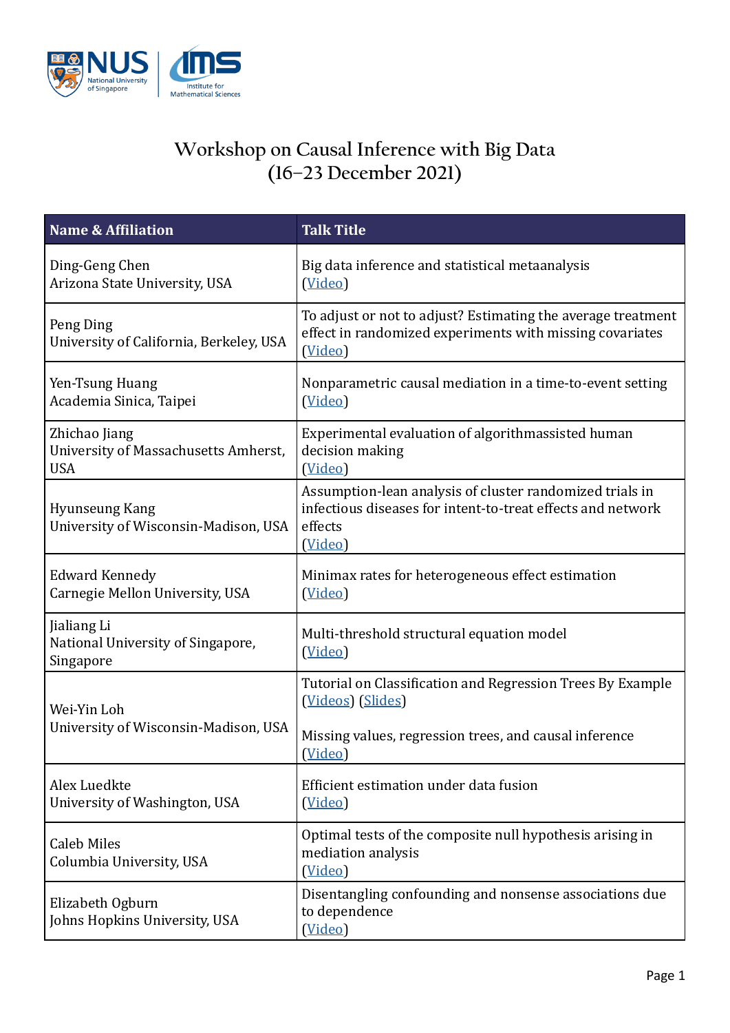# Workshop on Causal Inference with Big Data
## (16–23 December 2021)

| Name & Affiliation | Talk Title |
|---|---|
| Ding-Geng Chen<br>Arizona State University, USA | Big data inference and statistical metaanalysis<br>(Video) |
| Peng Ding<br>University of California, Berkeley, USA | To adjust or not to adjust? Estimating the average treatment effect in randomized experiments with missing covariates<br>(Video) |
| Yen-Tsung Huang<br>Academia Sinica, Taipei | Nonparametric causal mediation in a time-to-event setting<br>(Video) |
| Zhichao Jiang<br>University of Massachusetts Amherst, USA | Experimental evaluation of algorithmassisted human decision making<br>(Video) |
| Hyunseung Kang<br>University of Wisconsin-Madison, USA | Assumption-lean analysis of cluster randomized trials in infectious diseases for intent-to-treat effects and network effects<br>(Video) |
| Edward Kennedy<br>Carnegie Mellon University, USA | Minimax rates for heterogeneous effect estimation<br>(Video) |
| Jialiang Li<br>National University of Singapore, Singapore | Multi-threshold structural equation model<br>(Video) |
| Wei-Yin Loh<br>University of Wisconsin-Madison, USA | Tutorial on Classification and Regression Trees By Example<br>(Videos) (Slides)<br><br>Missing values, regression trees, and causal inference<br>(Video) |
| Alex Luedtke<br>University of Washington, USA | Efficient estimation under data fusion<br>(Video) |
| Caleb Miles<br>Columbia University, USA | Optimal tests of the composite null hypothesis arising in mediation analysis<br>(Video) |
| Elizabeth Ogburn<br>Johns Hopkins University, USA | Disentangling confounding and nonsense associations due to dependence<br>(Video) |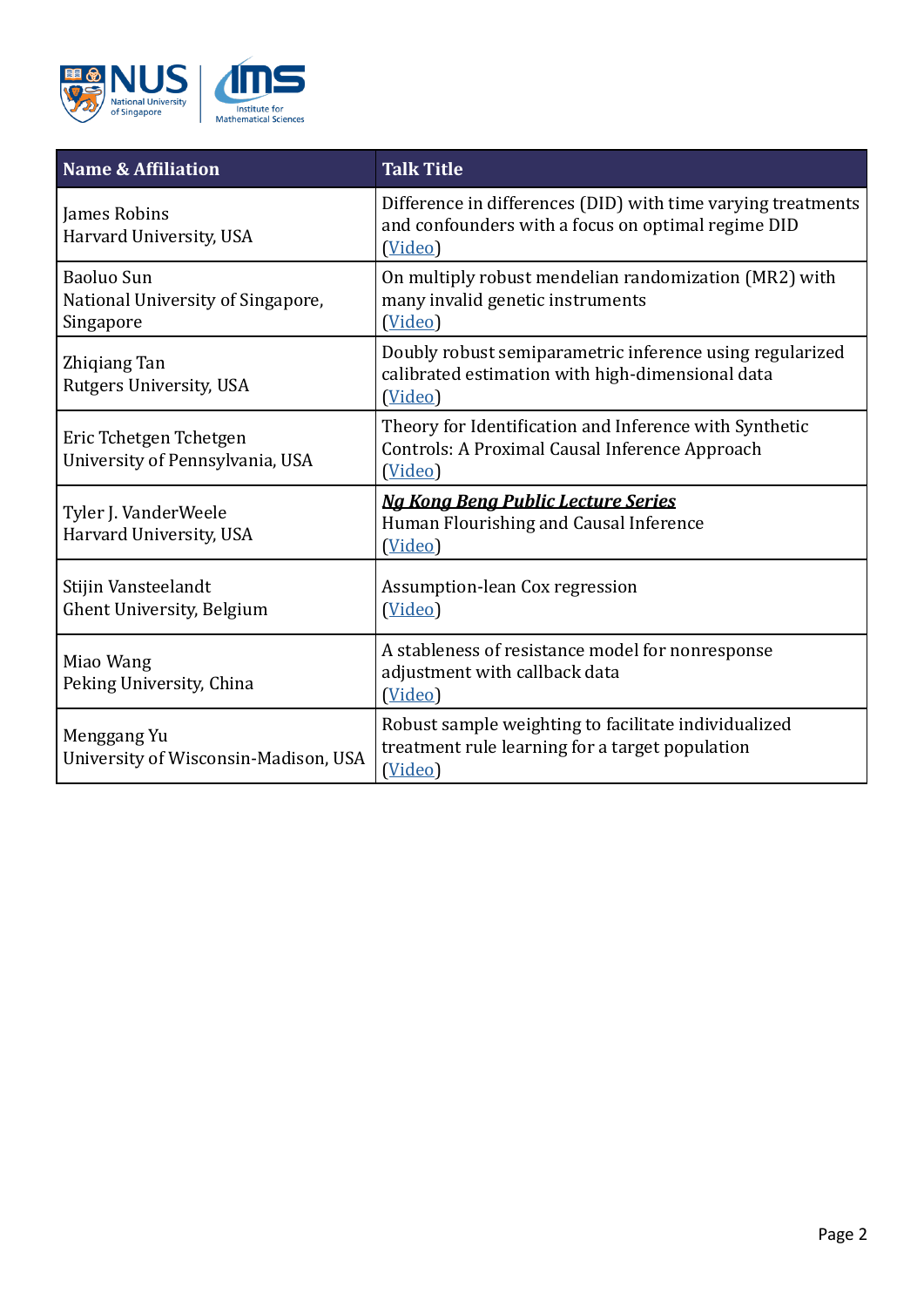| Name & Affiliation | Talk Title |
| --- | --- |
| James Robins<br>Harvard University, USA | Difference in differences (DID) with time varying treatments and confounders with a focus on optimal regime DID<br>(Video) |
| Baoluo Sun<br>National University of Singapore, Singapore | On multiply robust mendelian randomization (MR2) with many invalid genetic instruments<br>(Video) |
| Zhiqiang Tan<br>Rutgers University, USA | Doubly robust semiparametric inference using regularized calibrated estimation with high-dimensional data<br>(Video) |
| Eric Tchetgen Tchetgen<br>University of Pennsylvania, USA | Theory for Identification and Inference with Synthetic Controls: A Proximal Causal Inference Approach<br>(Video) |
| Tyler J. VanderWeele<br>Harvard University, USA | ***Ng Kong Beng Public Lecture Series***<br>Human Flourishing and Causal Inference<br>(Video) |
| Stijin Vansteelandt<br>Ghent University, Belgium | Assumption-lean Cox regression<br>(Video) |
| Miao Wang<br>Peking University, China | A stableness of resistance model for nonresponse adjustment with callback data<br>(Video) |
| Menggang Yu<br>University of Wisconsin-Madison, USA | Robust sample weighting to facilitate individualized treatment rule learning for a target population<br>(Video) |